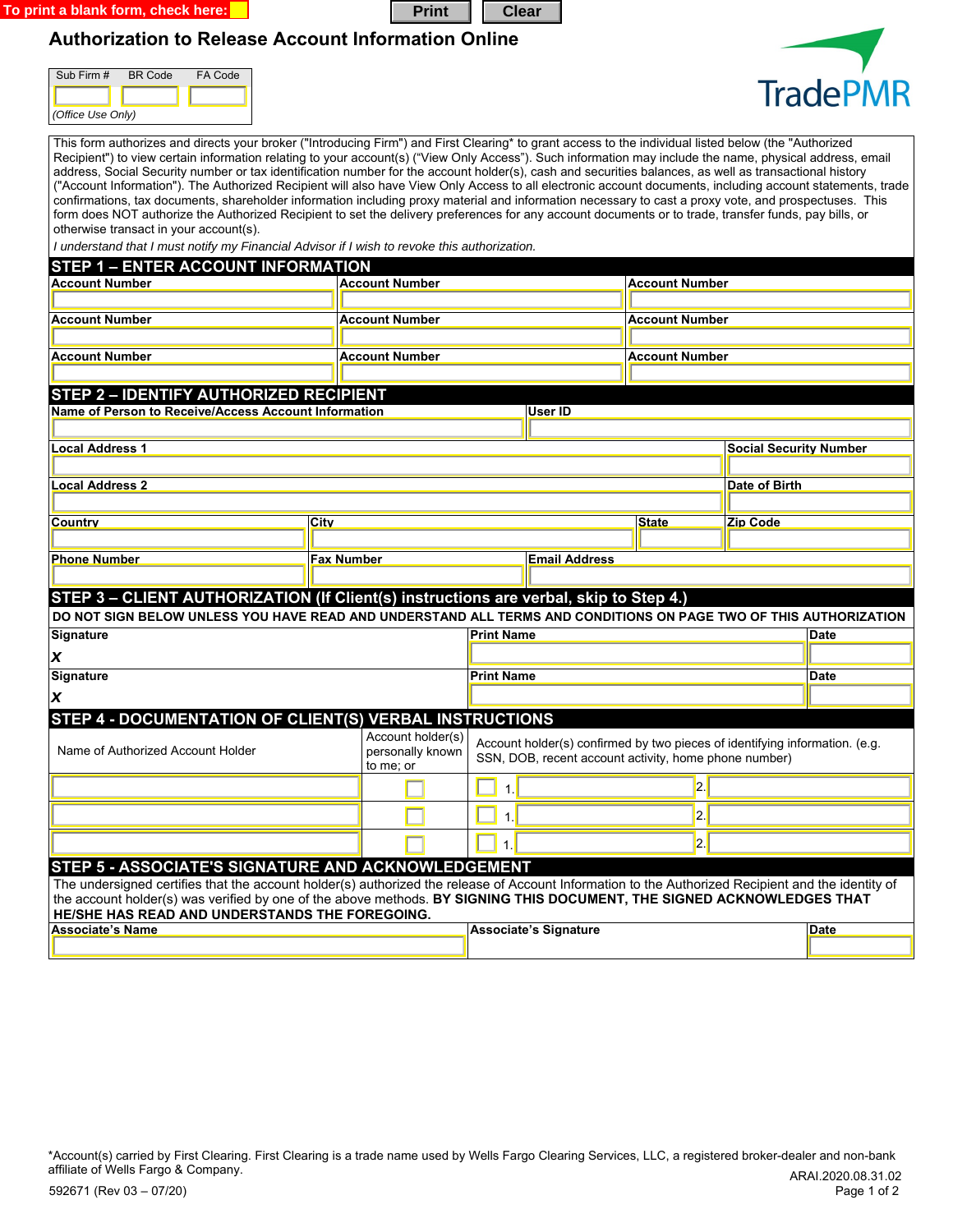To print a blank form, check here: ☐ Print Clear

# Authorization to Release Account Information Online

TradePMR

| Sub Firm # | BR Code | FA Code |
|---|---|---|
| | | |

*(Office Use Only)*

This form authorizes and directs your broker ("Introducing Firm") and First Clearing* to grant access to the individual listed below (the "Authorized Recipient") to view certain information relating to your account(s) ("View Only Access"). Such information may include the name, physical address, email address, Social Security number or tax identification number for the account holder(s), cash and securities balances, as well as transactional history ("Account Information"). The Authorized Recipient will also have View Only Access to all electronic account documents, including account statements, trade confirmations, tax documents, shareholder information including proxy material and information necessary to cast a proxy vote, and prospectuses. This form does NOT authorize the Authorized Recipient to set the delivery preferences for any account documents or to trade, transfer funds, pay bills, or otherwise transact in your account(s).

*I understand that I must notify my Financial Advisor if I wish to revoke this authorization.*

## STEP 1 – ENTER ACCOUNT INFORMATION

| Account Number | Account Number | Account Number |
|---|---|---|
| | | |
| **Account Number** | **Account Number** | **Account Number** |
| | | |
| **Account Number** | **Account Number** | **Account Number** |
| | | |

## STEP 2 – IDENTIFY AUTHORIZED RECIPIENT

| Name of Person to Receive/Access Account Information | User ID |
|---|---|
| | |

| Local Address 1 | Social Security Number |
|---|---|
| | |
| **Local Address 2** | **Date of Birth** |
| | |

| Country | City | State | Zip Code |
|---|---|---|---|
| | | | |

| Phone Number | Fax Number | Email Address |
|---|---|---|
| | | |

## STEP 3 – CLIENT AUTHORIZATION (If Client(s) instructions are verbal, skip to Step 4.)

**DO NOT SIGN BELOW UNLESS YOU HAVE READ AND UNDERSTAND ALL TERMS AND CONDITIONS ON PAGE TWO OF THIS AUTHORIZATION**

| Signature | Print Name | Date |
|---|---|---|
| ***X*** | | |
| **Signature** | **Print Name** | **Date** |
| ***X*** | | |

## STEP 4 - DOCUMENTATION OF CLIENT(S) VERBAL INSTRUCTIONS

| Name of Authorized Account Holder | Account holder(s) personally known to me; or | Account holder(s) confirmed by two pieces of identifying information. (e.g. SSN, DOB, recent account activity, home phone number) | | |
|---|---|---|---|---|
| | ☐ | ☐ | 1. | 2. |
| | ☐ | ☐ | 1. | 2. |
| | ☐ | ☐ | 1. | 2. |

## STEP 5 - ASSOCIATE'S SIGNATURE AND ACKNOWLEDGEMENT

The undersigned certifies that the account holder(s) authorized the release of Account Information to the Authorized Recipient and the identity of the account holder(s) was verified by one of the above methods. **BY SIGNING THIS DOCUMENT, THE SIGNED ACKNOWLEDGES THAT HE/SHE HAS READ AND UNDERSTANDS THE FOREGOING.**

| Associate's Name | Associate's Signature | Date |
|---|---|---|
| | | |

*Account(s) carried by First Clearing. First Clearing is a trade name used by Wells Fargo Clearing Services, LLC, a registered broker-dealer and non-bank affiliate of Wells Fargo & Company.

592671 (Rev 03 – 07/20)

ARAI.2020.08.31.02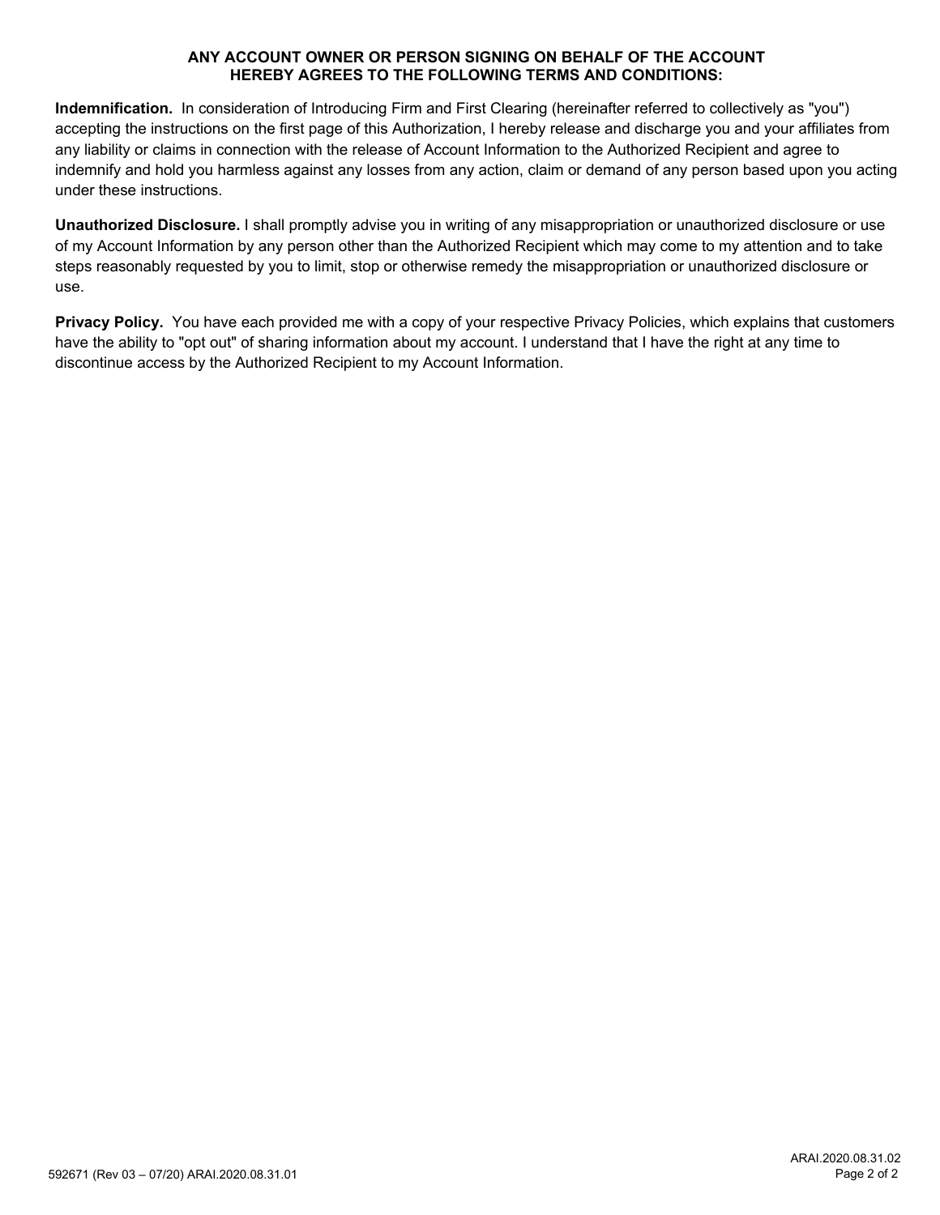**ANY ACCOUNT OWNER OR PERSON SIGNING ON BEHALF OF THE ACCOUNT HEREBY AGREES TO THE FOLLOWING TERMS AND CONDITIONS:**

**Indemnification.** In consideration of Introducing Firm and First Clearing (hereinafter referred to collectively as "you") accepting the instructions on the first page of this Authorization, I hereby release and discharge you and your affiliates from any liability or claims in connection with the release of Account Information to the Authorized Recipient and agree to indemnify and hold you harmless against any losses from any action, claim or demand of any person based upon you acting under these instructions.

**Unauthorized Disclosure.** I shall promptly advise you in writing of any misappropriation or unauthorized disclosure or use of my Account Information by any person other than the Authorized Recipient which may come to my attention and to take steps reasonably requested by you to limit, stop or otherwise remedy the misappropriation or unauthorized disclosure or use.

**Privacy Policy.** You have each provided me with a copy of your respective Privacy Policies, which explains that customers have the ability to "opt out" of sharing information about my account. I understand that I have the right at any time to discontinue access by the Authorized Recipient to my Account Information.

592671 (Rev 03 – 07/20) ARAI.2020.08.31.01

ARAI.2020.08.31.02